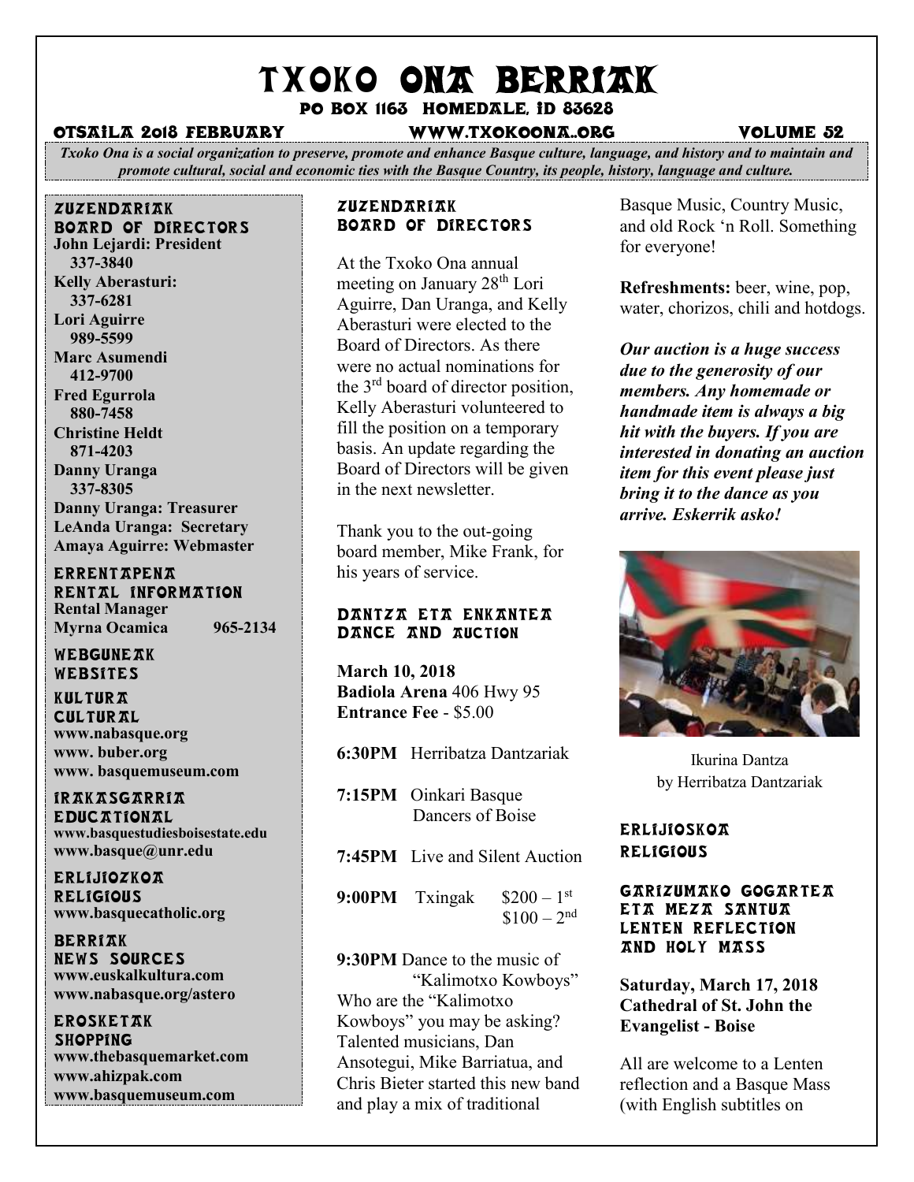# TXOKO ONA BERRIAK

**PO BOX 1163 HOMEDALE, ID 83628**

**OTSAILA 2018 FEBRUARY** **WWW.TXOKOONA..ORG** **VOLUME 52**

*Txoko Ona is a social organization to preserve, promote and enhance Basque culture, language, and history and to maintain and promote cultural, social and economic ties with the Basque Country, its people, history, language and culture.*

## ZUZENDARIAK BOARD OF DIRECTORS

**John Lejardi: President 337-3840**
**Kelly Aberasturi: 337-6281**
**Lori Aguirre 989-5599**
**Marc Asumendi 412-9700**
**Fred Egurrola 880-7458**
**Christine Heldt 871-4203**
**Danny Uranga 337-8305**
**Danny Uranga: Treasurer**
**LeAnda Uranga: Secretary**
**Amaya Aguirre: Webmaster**

## ERRENTAPENA RENTAL INFORMATION

**Rental Manager**
**Myrna Ocamica 965-2134**

## WEBGUNEAK WEBSITES

### KULTURA CULTURAL

**www.nabasque.org**
**www. buber.org**
**www. basquemuseum.com**

### IRAKASGARRIA EDUCATIONAL

**www.basquestudiesboisestate.edu**
**www.basque@unr.edu**

### ERLIJIOZKOA RELIGIOUS

**www.basquecatholic.org**

### BERRIAK NEWS SOURCES

**www.euskalkultura.com**
**www.nabasque.org/astero**

### EROSKETAK SHOPPING

**www.thebasquemarket.com**
**www.ahizpak.com**
**www.basquemuseum.com**

## ZUZENDARIAK BOARD OF DIRECTORS

At the Txoko Ona annual meeting on January 28th Lori Aguirre, Dan Uranga, and Kelly Aberasturi were elected to the Board of Directors. As there were no actual nominations for the 3rd board of director position, Kelly Aberasturi volunteered to fill the position on a temporary basis. An update regarding the Board of Directors will be given in the next newsletter.

Thank you to the out-going board member, Mike Frank, for his years of service.

## DANTZA ETA ENKANTEA DANCE AND AUCTION

**March 10, 2018**
**Badiola Arena** 406 Hwy 95
**Entrance Fee** - $5.00

**6:30PM** Herribatza Dantzariak

**7:15PM** Oinkari Basque Dancers of Boise

**7:45PM** Live and Silent Auction

**9:00PM** Txingak $200 – 1st, $100 – 2nd

**9:30PM** Dance to the music of "Kalimotxo Kowboys"

Who are the "Kalimotxo Kowboys" you may be asking? Talented musicians, Dan Ansotegui, Mike Barriatua, and Chris Bieter started this new band and play a mix of traditional Basque Music, Country Music, and old Rock 'n Roll. Something for everyone!

**Refreshments:** beer, wine, pop, water, chorizos, chili and hotdogs.

***Our auction is a huge success due to the generosity of our members. Any homemade or handmade item is always a big hit with the buyers. If you are interested in donating an auction item for this event please just bring it to the dance as you arrive. Eskerrik asko!***

Ikurina Dantza by Herribatza Dantzariak

## ERLIJIOSKOA RELIGIOUS

### GARIZUMAKO GOGARTEA ETA MEZA SANTUA LENTEN REFLECTION AND HOLY MASS

**Saturday, March 17, 2018**
**Cathedral of St. John the Evangelist - Boise**

All are welcome to a Lenten reflection and a Basque Mass (with English subtitles on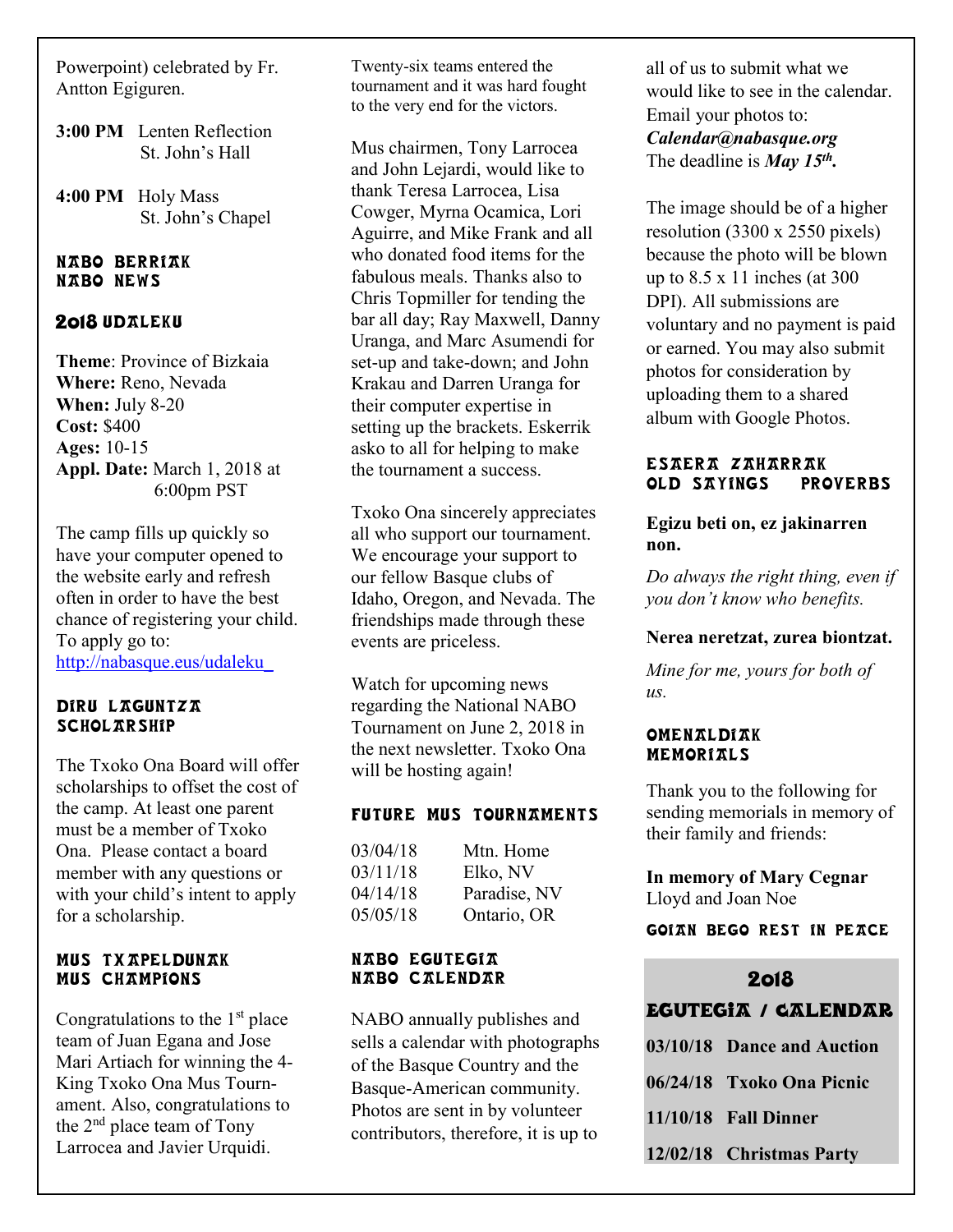Powerpoint) celebrated by Fr. Antton Egiguren.

**3:00 PM** Lenten Reflection
St. John's Hall

**4:00 PM** Holy Mass
St. John's Chapel

## NABO BERRIAK
## NABO NEWS

### 2018 UDALEKU

**Theme**: Province of Bizkaia
**Where:** Reno, Nevada
**When:** July 8-20
**Cost:** $400
**Ages:** 10-15
**Appl. Date:** March 1, 2018 at 6:00pm PST

The camp fills up quickly so have your computer opened to the website early and refresh often in order to have the best chance of registering your child. To apply go to: http://nabasque.eus/udaleku_

### DIRU LAGUNTZA
### SCHOLARSHIP

The Txoko Ona Board will offer scholarships to offset the cost of the camp. At least one parent must be a member of Txoko Ona. Please contact a board member with any questions or with your child's intent to apply for a scholarship.

### MUS TXAPELDUNAK
### MUS CHAMPIONS

Congratulations to the 1st place team of Juan Egana and Jose Mari Artiach for winning the 4-King Txoko Ona Mus Tournament. Also, congratulations to the 2nd place team of Tony Larrocea and Javier Urquidi. Twenty-six teams entered the tournament and it was hard fought to the very end for the victors.

Mus chairmen, Tony Larrocea and John Lejardi, would like to thank Teresa Larrocea, Lisa Cowger, Myrna Ocamica, Lori Aguirre, and Mike Frank and all who donated food items for the fabulous meals. Thanks also to Chris Topmiller for tending the bar all day; Ray Maxwell, Danny Uranga, and Marc Asumendi for set-up and take-down; and John Krakau and Darren Uranga for their computer expertise in setting up the brackets. Eskerrik asko to all for helping to make the tournament a success.

Txoko Ona sincerely appreciates all who support our tournament. We encourage your support to our fellow Basque clubs of Idaho, Oregon, and Nevada. The friendships made through these events are priceless.

Watch for upcoming news regarding the National NABO Tournament on June 2, 2018 in the next newsletter. Txoko Ona will be hosting again!

### FUTURE MUS TOURNAMENTS

| | |
|---|---|
| 03/04/18 | Mtn. Home |
| 03/11/18 | Elko, NV |
| 04/14/18 | Paradise, NV |
| 05/05/18 | Ontario, OR |

### NABO EGUTEGIA
### NABO CALENDAR

NABO annually publishes and sells a calendar with photographs of the Basque Country and the Basque-American community. Photos are sent in by volunteer contributors, therefore, it is up to all of us to submit what we would like to see in the calendar. Email your photos to: ***Calendar@nabasque.org***
The deadline is ***May 15th.***

The image should be of a higher resolution (3300 x 2550 pixels) because the photo will be blown up to 8.5 x 11 inches (at 300 DPI). All submissions are voluntary and no payment is paid or earned. You may also submit photos for consideration by uploading them to a shared album with Google Photos.

### ESAERA ZAHARRAK
### OLD SAYINGS PROVERBS

**Egizu beti on, ez jakinarren non.**

*Do always the right thing, even if you don't know who benefits.*

**Nerea neretzat, zurea biontzat.**

*Mine for me, yours for both of us.*

### OMENALDIAK
### MEMORIALS

Thank you to the following for sending memorials in memory of their family and friends:

**In memory of Mary Cegnar**
Lloyd and Joan Noe

GOIAN BEGO REST IN PEACE

### 2018
### EGUTEGIA / CALENDAR

**03/10/18 Dance and Auction**

**06/24/18 Txoko Ona Picnic**

**11/10/18 Fall Dinner**

**12/02/18 Christmas Party**